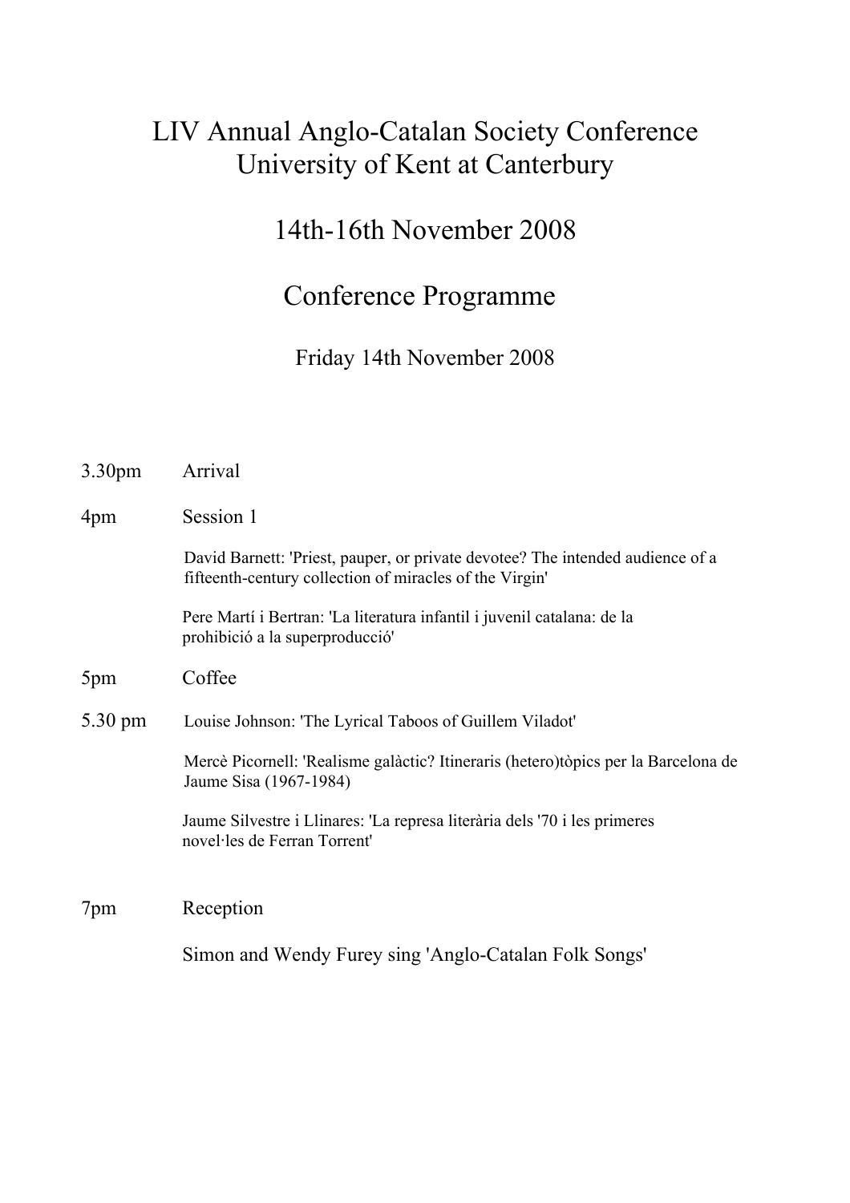# LIV Annual Anglo-Catalan Society Conference
# University of Kent at Canterbury

## 14th-16th November 2008

## Conference Programme

### Friday 14th November 2008

3.30pm Arrival

4pm Session 1

David Barnett: 'Priest, pauper, or private devotee? The intended audience of a fifteenth-century collection of miracles of the Virgin'

Pere Martí i Bertran: 'La literatura infantil i juvenil catalana: de la prohibició a la superproducció'

5pm Coffee

5.30 pm Louise Johnson: 'The Lyrical Taboos of Guillem Viladot'

Mercè Picornell: 'Realisme galàctic? Itineraris (hetero)tòpics per la Barcelona de Jaume Sisa (1967-1984)

Jaume Silvestre i Llinares: 'La represa literària dels '70 i les primeres novel·les de Ferran Torrent'

7pm Reception

Simon and Wendy Furey sing 'Anglo-Catalan Folk Songs'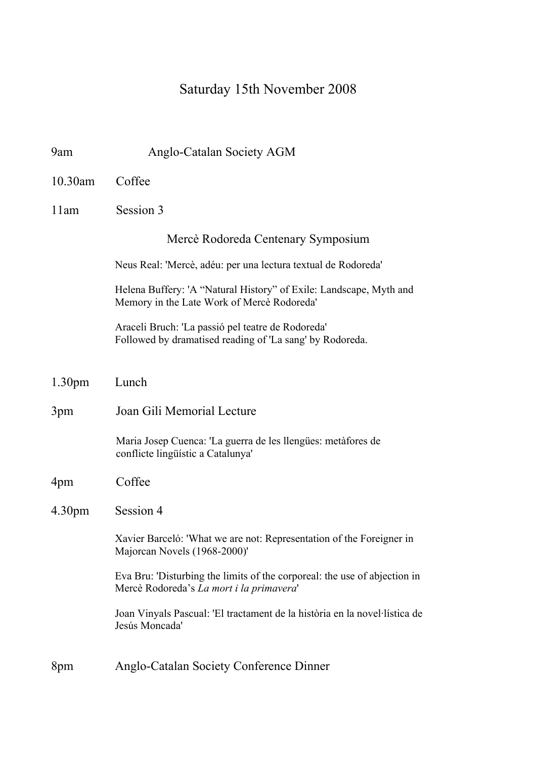# Saturday 15th November 2008

9am Anglo-Catalan Society AGM

10.30am Coffee

11am Session 3

Mercè Rodoreda Centenary Symposium

Neus Real: 'Mercè, adéu: per una lectura textual de Rodoreda'

Helena Buffery: 'A "Natural History" of Exile: Landscape, Myth and Memory in the Late Work of Mercè Rodoreda'

Araceli Bruch: 'La passió pel teatre de Rodoreda'
Followed by dramatised reading of 'La sang' by Rodoreda.

1.30pm Lunch

3pm Joan Gili Memorial Lecture

Maria Josep Cuenca: 'La guerra de les llengües: metàfores de conflicte lingüístic a Catalunya'

4pm Coffee

4.30pm Session 4

Xavier Barceló: 'What we are not: Representation of the Foreigner in Majorcan Novels (1968-2000)'

Eva Bru: 'Disturbing the limits of the corporeal: the use of abjection in Mercè Rodoreda's *La mort i la primavera*'

Joan Vinyals Pascual: 'El tractament de la història en la novel·lística de Jesús Moncada'

8pm Anglo-Catalan Society Conference Dinner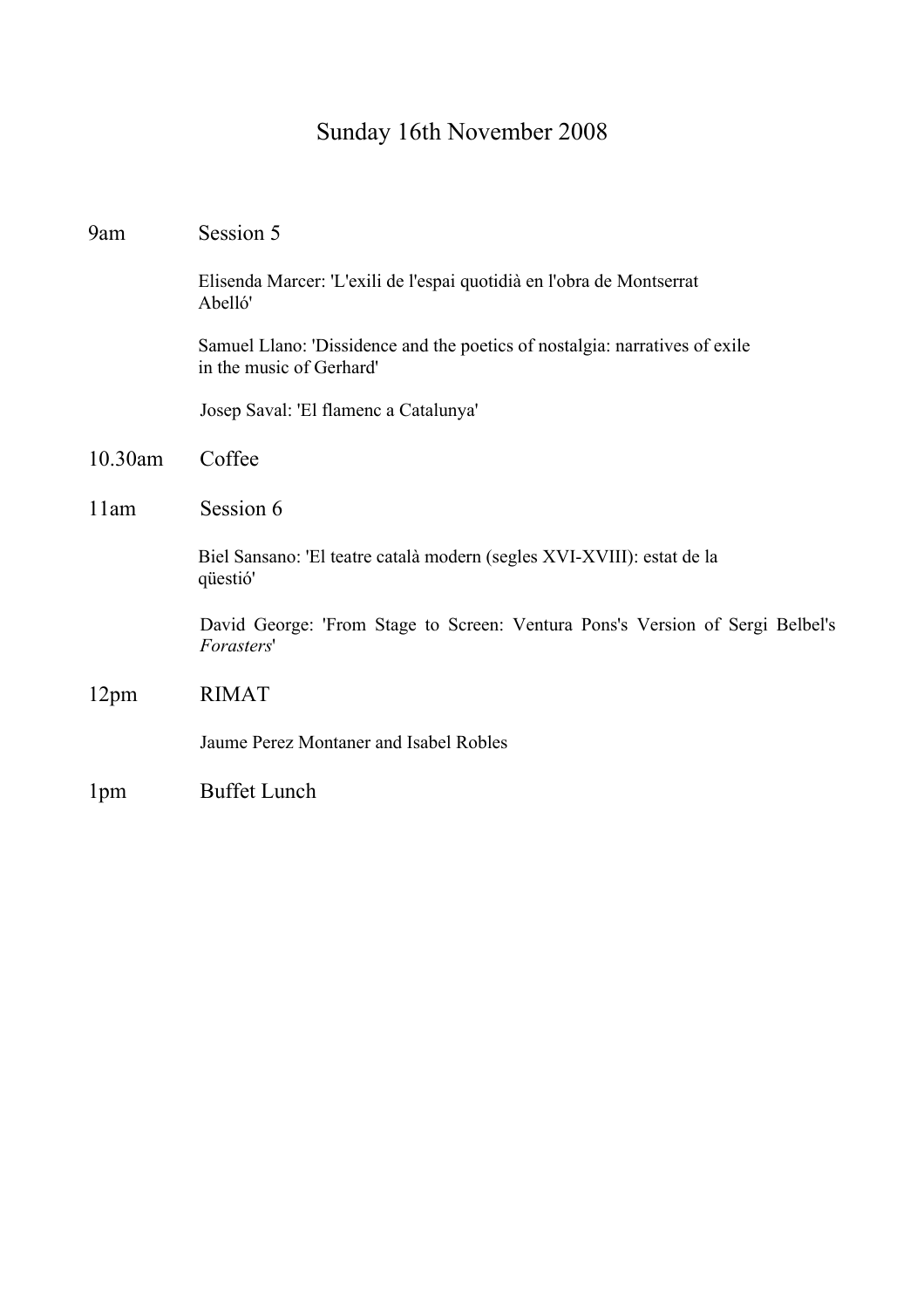# Sunday 16th November 2008

9am Session 5

Elisenda Marcer: 'L'exili de l'espai quotidià en l'obra de Montserrat Abelló'

Samuel Llano: 'Dissidence and the poetics of nostalgia: narratives of exile in the music of Gerhard'

Josep Saval: 'El flamenc a Catalunya'

10.30am Coffee

11am Session 6

Biel Sansano: 'El teatre català modern (segles XVI-XVIII): estat de la qüestió'

David George: 'From Stage to Screen: Ventura Pons's Version of Sergi Belbel's *Forasters*'

12pm RIMAT

Jaume Perez Montaner and Isabel Robles

1pm Buffet Lunch